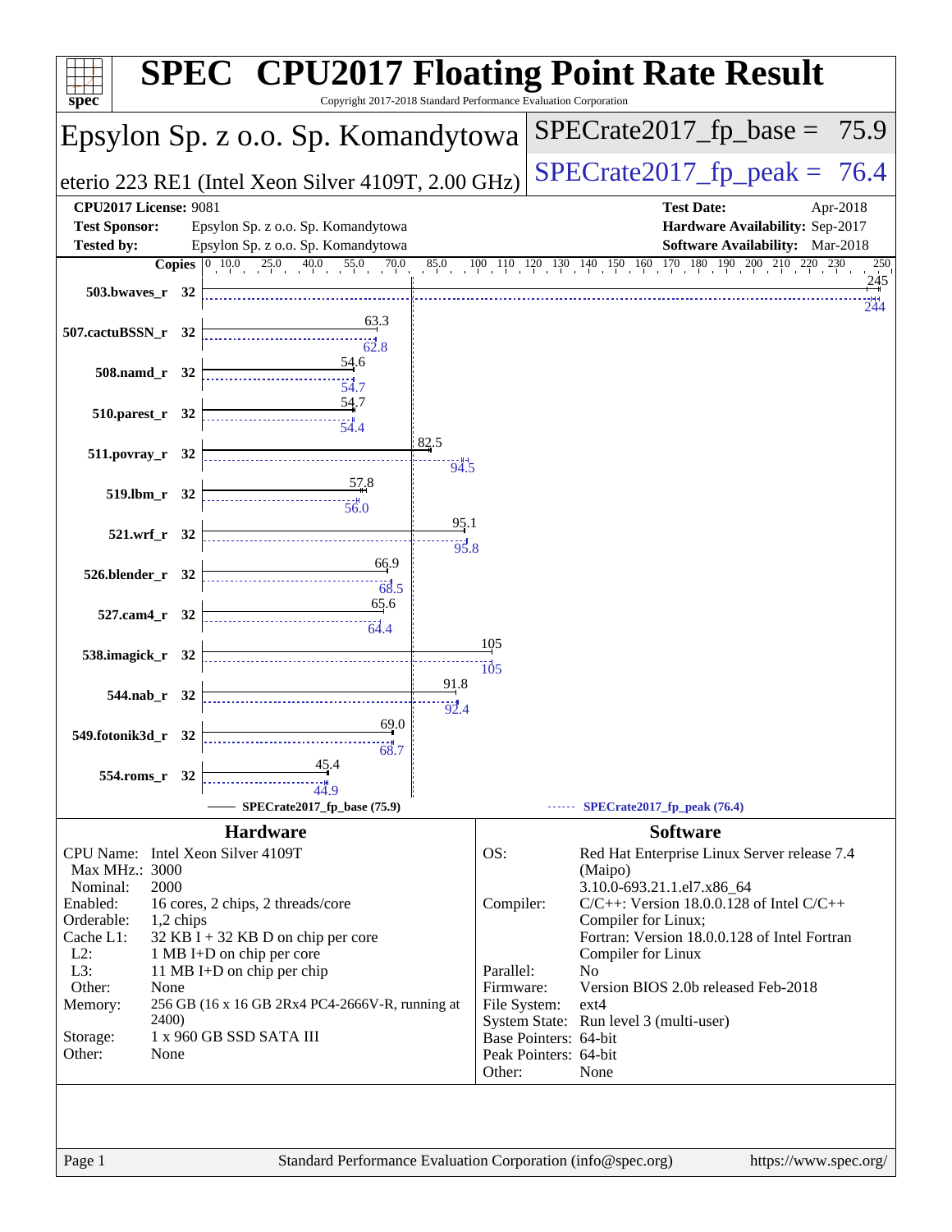# SPEC CPU2017 Floating Point Rate Result

Copyright 2017-2018 Standard Performance Evaluation Corporation

## Epsylon Sp. z o.o. Sp. Komandytowa

eterio 223 RE1 (Intel Xeon Silver 4109T, 2.00 GHz)

SPECrate2017_fp_base = 75.9

SPECrate2017_fp_peak = 76.4

**CPU2017 License:** 9081
**Test Sponsor:** Epsylon Sp. z o.o. Sp. Komandytowa
**Tested by:** Epsylon Sp. z o.o. Sp. Komandytowa

**Test Date:** Apr-2018
**Hardware Availability:** Sep-2017
**Software Availability:** Mar-2018

| Benchmark | Copies | Base | Peak |
|---|---|---|---|
| 503.bwaves_r | 32 | 245 | 244 |
| 507.cactuBSSN_r | 32 | 63.3 | 62.8 |
| 508.namd_r | 32 | 54.6 | 54.7 |
| 510.parest_r | 32 | 54.7 | 54.4 |
| 511.povray_r | 32 | 82.5 | 94.5 |
| 519.lbm_r | 32 | 57.8 | 56.0 |
| 521.wrf_r | 32 | 95.1 | 95.8 |
| 526.blender_r | 32 | 66.9 | 68.5 |
| 527.cam4_r | 32 | 65.6 | 64.4 |
| 538.imagick_r | 32 | 105 | 105 |
| 544.nab_r | 32 | 91.8 | 92.4 |
| 549.fotonik3d_r | 32 | 69.0 | 68.7 |
| 554.roms_r | 32 | 45.4 | 44.9 |

SPECrate2017_fp_base (75.9) — SPECrate2017_fp_peak (76.4)

### Hardware

| | |
|---|---|
| CPU Name: | Intel Xeon Silver 4109T |
| Max MHz.: | 3000 |
| Nominal: | 2000 |
| Enabled: | 16 cores, 2 chips, 2 threads/core |
| Orderable: | 1,2 chips |
| Cache L1: | 32 KB I + 32 KB D on chip per core |
| L2: | 1 MB I+D on chip per core |
| L3: | 11 MB I+D on chip per chip |
| Other: | None |
| Memory: | 256 GB (16 x 16 GB 2Rx4 PC4-2666V-R, running at 2400) |
| Storage: | 1 x 960 GB SSD SATA III |
| Other: | None |

### Software

| | |
|---|---|
| OS: | Red Hat Enterprise Linux Server release 7.4 (Maipo) 3.10.0-693.21.1.el7.x86_64 |
| Compiler: | C/C++: Version 18.0.0.128 of Intel C/C++ Compiler for Linux; Fortran: Version 18.0.0.128 of Intel Fortran Compiler for Linux |
| Parallel: | No |
| Firmware: | Version BIOS 2.0b released Feb-2018 |
| File System: | ext4 |
| System State: | Run level 3 (multi-user) |
| Base Pointers: | 64-bit |
| Peak Pointers: | 64-bit |
| Other: | None |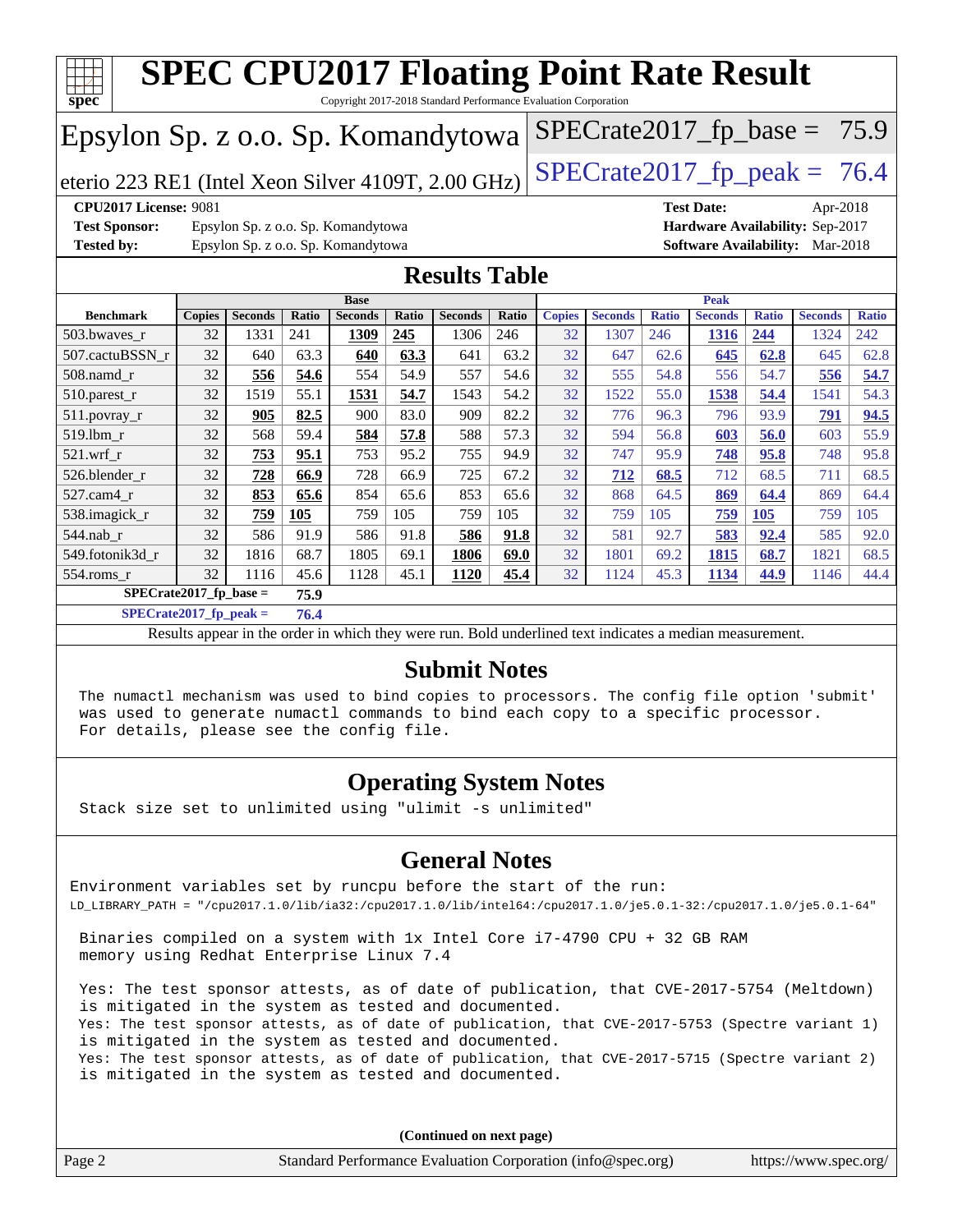# SPEC CPU2017 Floating Point Rate Result

Copyright 2017-2018 Standard Performance Evaluation Corporation

## Epsylon Sp. z o.o. Sp. Komandytowa

eterio 223 RE1 (Intel Xeon Silver 4109T, 2.00 GHz)

SPECrate2017_fp_base = 75.9

SPECrate2017_fp_peak = 76.4

**CPU2017 License:** 9081
**Test Sponsor:** Epsylon Sp. z o.o. Sp. Komandytowa
**Tested by:** Epsylon Sp. z o.o. Sp. Komandytowa

**Test Date:** Apr-2018
**Hardware Availability:** Sep-2017
**Software Availability:** Mar-2018

## Results Table

| Benchmark | Base | | | | | | | Peak | | | | | | |
|---|---|---|---|---|---|---|---|---|---|---|---|---|---|---|
| | Copies | Seconds | Ratio | Seconds | Ratio | Seconds | Ratio | Copies | Seconds | Ratio | Seconds | Ratio | Seconds | Ratio |
| 503.bwaves_r | 32 | 1331 | 241 | **1309** | **245** | 1306 | 246 | 32 | 1307 | 246 | **1316** | **244** | 1324 | 242 |
| 507.cactuBSSN_r | 32 | 640 | 63.3 | **640** | **63.3** | 641 | 63.2 | 32 | 647 | 62.6 | **645** | **62.8** | 645 | 62.8 |
| 508.namd_r | 32 | **556** | **54.6** | 554 | 54.9 | 557 | 54.6 | 32 | 555 | 54.8 | 556 | 54.7 | **556** | **54.7** |
| 510.parest_r | 32 | 1519 | 55.1 | **1531** | **54.7** | 1543 | 54.2 | 32 | 1522 | 55.0 | **1538** | **54.4** | 1541 | 54.3 |
| 511.povray_r | 32 | **905** | **82.5** | 900 | 83.0 | 909 | 82.2 | 32 | 776 | 96.3 | 796 | 93.9 | **791** | **94.5** |
| 519.lbm_r | 32 | 568 | 59.4 | **584** | **57.8** | 588 | 57.3 | 32 | 594 | 56.8 | **603** | **56.0** | 603 | 55.9 |
| 521.wrf_r | 32 | **753** | **95.1** | 753 | 95.2 | 755 | 94.9 | 32 | 747 | 95.9 | **748** | **95.8** | 748 | 95.8 |
| 526.blender_r | 32 | **728** | **66.9** | 728 | 66.9 | 725 | 67.2 | 32 | **712** | **68.5** | 712 | 68.5 | 711 | 68.5 |
| 527.cam4_r | 32 | **853** | **65.6** | 854 | 65.6 | 853 | 65.6 | 32 | 868 | 64.5 | **869** | **64.4** | 869 | 64.4 |
| 538.imagick_r | 32 | **759** | **105** | 759 | 105 | 759 | 105 | 32 | 759 | 105 | **759** | **105** | 759 | 105 |
| 544.nab_r | 32 | 586 | 91.9 | 586 | 91.8 | **586** | **91.8** | 32 | 581 | 92.7 | **583** | **92.4** | 585 | 92.0 |
| 549.fotonik3d_r | 32 | 1816 | 68.7 | 1805 | 69.1 | **1806** | **69.0** | 32 | 1801 | 69.2 | **1815** | **68.7** | 1821 | 68.5 |
| 554.roms_r | 32 | 1116 | 45.6 | 1128 | 45.1 | **1120** | **45.4** | 32 | 1124 | 45.3 | **1134** | **44.9** | 1146 | 44.4 |

**SPECrate2017_fp_base = 75.9**

**SPECrate2017_fp_peak = 76.4**

Results appear in the order in which they were run. Bold underlined text indicates a median measurement.

## Submit Notes

The numactl mechanism was used to bind copies to processors. The config file option 'submit' was used to generate numactl commands to bind each copy to a specific processor. For details, please see the config file.

## Operating System Notes

Stack size set to unlimited using "ulimit -s unlimited"

## General Notes

Environment variables set by runcpu before the start of the run:
LD_LIBRARY_PATH = "/cpu2017.1.0/lib/ia32:/cpu2017.1.0/lib/intel64:/cpu2017.1.0/je5.0.1-32:/cpu2017.1.0/je5.0.1-64"

Binaries compiled on a system with 1x Intel Core i7-4790 CPU + 32 GB RAM memory using Redhat Enterprise Linux 7.4

Yes: The test sponsor attests, as of date of publication, that CVE-2017-5754 (Meltdown) is mitigated in the system as tested and documented.
Yes: The test sponsor attests, as of date of publication, that CVE-2017-5753 (Spectre variant 1) is mitigated in the system as tested and documented.
Yes: The test sponsor attests, as of date of publication, that CVE-2017-5715 (Spectre variant 2) is mitigated in the system as tested and documented.

**(Continued on next page)**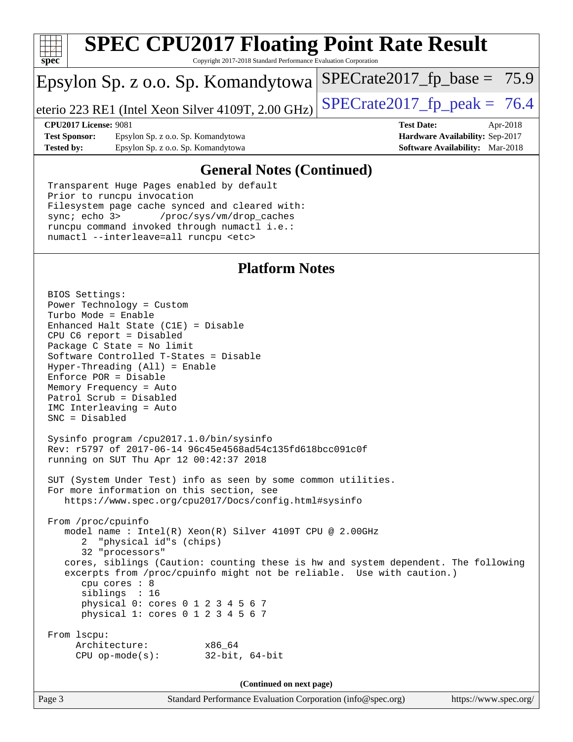## General Notes (Continued)

```
Transparent Huge Pages enabled by default
Prior to runcpu invocation
Filesystem page cache synced and cleared with:
sync; echo 3>       /proc/sys/vm/drop_caches
runcpu command invoked through numactl i.e.:
numactl --interleave=all runcpu <etc>
```

## Platform Notes

```
BIOS Settings:
Power Technology = Custom
Turbo Mode = Enable
Enhanced Halt State (C1E) = Disable
CPU C6 report = Disabled
Package C State = No limit
Software Controlled T-States = Disable
Hyper-Threading (All) = Enable
Enforce POR = Disable
Memory Frequency = Auto
Patrol Scrub = Disabled
IMC Interleaving = Auto
SNC = Disabled

Sysinfo program /cpu2017.1.0/bin/sysinfo
Rev: r5797 of 2017-06-14 96c45e4568ad54c135fd618bcc091c0f
running on SUT Thu Apr 12 00:42:37 2018

SUT (System Under Test) info as seen by some common utilities.
For more information on this section, see
   https://www.spec.org/cpu2017/Docs/config.html#sysinfo

From /proc/cpuinfo
   model name : Intel(R) Xeon(R) Silver 4109T CPU @ 2.00GHz
      2  "physical id"s (chips)
      32 "processors"
   cores, siblings (Caution: counting these is hw and system dependent. The following
   excerpts from /proc/cpuinfo might not be reliable.  Use with caution.)
      cpu cores : 8
      siblings  : 16
      physical 0: cores 0 1 2 3 4 5 6 7
      physical 1: cores 0 1 2 3 4 5 6 7

From lscpu:
     Architecture:          x86_64
     CPU op-mode(s):        32-bit, 64-bit
```

(Continued on next page)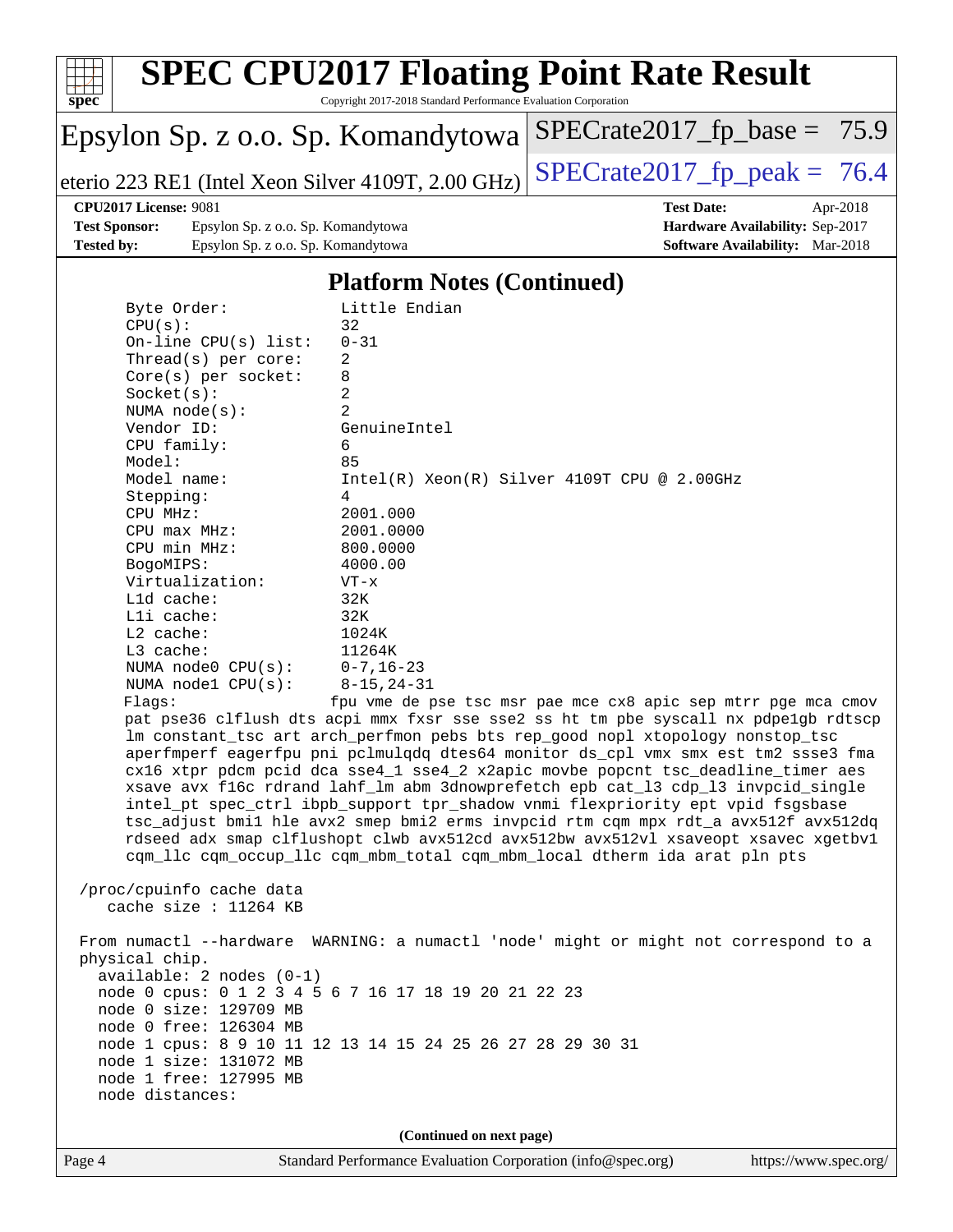# SPEC CPU2017 Floating Point Rate Result

Copyright 2017-2018 Standard Performance Evaluation Corporation

**Epsylon Sp. z o.o. Sp. Komandytowa**

**eterio 223 RE1 (Intel Xeon Silver 4109T, 2.00 GHz)**

SPECrate2017_fp_base = 75.9

SPECrate2017_fp_peak = 76.4

| | | | |
|---|---|---|---|
| **CPU2017 License:** | 9081 | **Test Date:** | Apr-2018 |
| **Test Sponsor:** | Epsylon Sp. z o.o. Sp. Komandytowa | **Hardware Availability:** | Sep-2017 |
| **Tested by:** | Epsylon Sp. z o.o. Sp. Komandytowa | **Software Availability:** | Mar-2018 |

## Platform Notes (Continued)

```
     Byte Order:            Little Endian
     CPU(s):                32
     On-line CPU(s) list:   0-31
     Thread(s) per core:    2
     Core(s) per socket:    8
     Socket(s):             2
     NUMA node(s):          2
     Vendor ID:             GenuineIntel
     CPU family:            6
     Model:                 85
     Model name:            Intel(R) Xeon(R) Silver 4109T CPU @ 2.00GHz
     Stepping:              4
     CPU MHz:               2001.000
     CPU max MHz:           2001.0000
     CPU min MHz:           800.0000
     BogoMIPS:              4000.00
     Virtualization:        VT-x
     L1d cache:             32K
     L1i cache:             32K
     L2 cache:              1024K
     L3 cache:              11264K
     NUMA node0 CPU(s):     0-7,16-23
     NUMA node1 CPU(s):     8-15,24-31
     Flags:                 fpu vme de pse tsc msr pae mce cx8 apic sep mtrr pge mca cmov
     pat pse36 clflush dts acpi mmx fxsr sse sse2 ss ht tm pbe syscall nx pdpe1gb rdtscp
     lm constant_tsc art arch_perfmon pebs bts rep_good nopl xtopology nonstop_tsc
     aperfmperf eagerfpu pni pclmulqdq dtes64 monitor ds_cpl vmx smx est tm2 ssse3 fma
     cx16 xtpr pdcm pcid dca sse4_1 sse4_2 x2apic movbe popcnt tsc_deadline_timer aes
     xsave avx f16c rdrand lahf_lm abm 3dnowprefetch epb cat_l3 cdp_l3 invpcid_single
     intel_pt spec_ctrl ibpb_support tpr_shadow vnmi flexpriority ept vpid fsgsbase
     tsc_adjust bmi1 hle avx2 smep bmi2 erms invpcid rtm cqm mpx rdt_a avx512f avx512dq
     rdseed adx smap clflushopt clwb avx512cd avx512bw avx512vl xsaveopt xsavec xgetbv1
     cqm_llc cqm_occup_llc cqm_mbm_total cqm_mbm_local dtherm ida arat pln pts

 /proc/cpuinfo cache data
    cache size : 11264 KB

 From numactl --hardware  WARNING: a numactl 'node' might or might not correspond to a
 physical chip.
   available: 2 nodes (0-1)
   node 0 cpus: 0 1 2 3 4 5 6 7 16 17 18 19 20 21 22 23
   node 0 size: 129709 MB
   node 0 free: 126304 MB
   node 1 cpus: 8 9 10 11 12 13 14 15 24 25 26 27 28 29 30 31
   node 1 size: 131072 MB
   node 1 free: 127995 MB
   node distances:
```

(Continued on next page)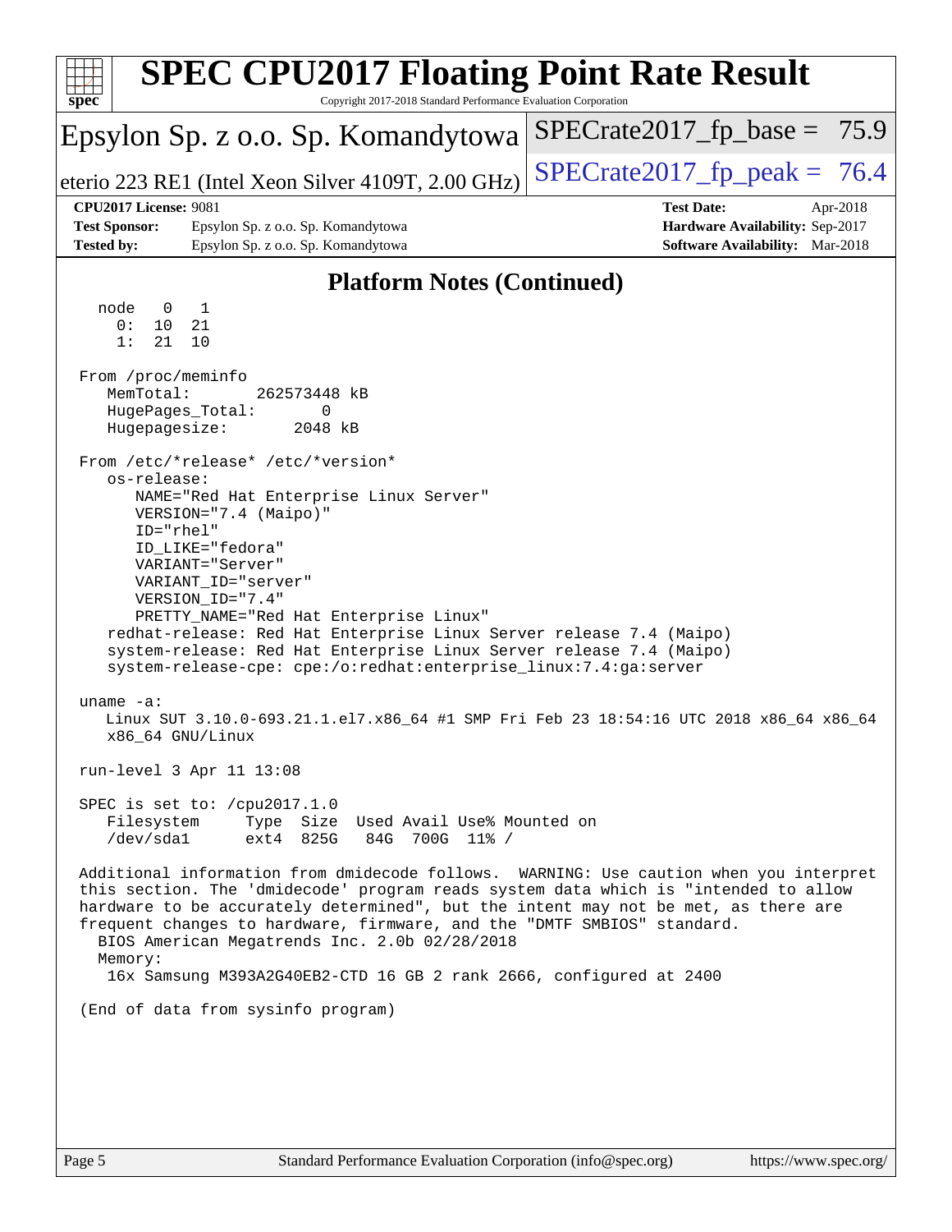# SPEC CPU2017 Floating Point Rate Result

Copyright 2017-2018 Standard Performance Evaluation Corporation

Epsylon Sp. z o.o. Sp. Komandytowa

eterio 223 RE1 (Intel Xeon Silver 4109T, 2.00 GHz)

SPECrate2017_fp_base = 75.9

SPECrate2017_fp_peak = 76.4

**CPU2017 License:** 9081
**Test Sponsor:** Epsylon Sp. z o.o. Sp. Komandytowa
**Tested by:** Epsylon Sp. z o.o. Sp. Komandytowa

**Test Date:** Apr-2018
**Hardware Availability:** Sep-2017
**Software Availability:** Mar-2018

## Platform Notes (Continued)

```
   node   0   1
     0:  10  21
     1:  21  10

 From /proc/meminfo
    MemTotal:       262573448 kB
    HugePages_Total:       0
    Hugepagesize:       2048 kB

 From /etc/*release* /etc/*version*
    os-release:
       NAME="Red Hat Enterprise Linux Server"
       VERSION="7.4 (Maipo)"
       ID="rhel"
       ID_LIKE="fedora"
       VARIANT="Server"
       VARIANT_ID="server"
       VERSION_ID="7.4"
       PRETTY_NAME="Red Hat Enterprise Linux"
    redhat-release: Red Hat Enterprise Linux Server release 7.4 (Maipo)
    system-release: Red Hat Enterprise Linux Server release 7.4 (Maipo)
    system-release-cpe: cpe:/o:redhat:enterprise_linux:7.4:ga:server

 uname -a:
    Linux SUT 3.10.0-693.21.1.el7.x86_64 #1 SMP Fri Feb 23 18:54:16 UTC 2018 x86_64 x86_64
    x86_64 GNU/Linux

 run-level 3 Apr 11 13:08

 SPEC is set to: /cpu2017.1.0
    Filesystem     Type  Size  Used Avail Use% Mounted on
    /dev/sda1      ext4  825G   84G  700G  11% /

 Additional information from dmidecode follows.  WARNING: Use caution when you interpret
 this section. The 'dmidecode' program reads system data which is "intended to allow
 hardware to be accurately determined", but the intent may not be met, as there are
 frequent changes to hardware, firmware, and the "DMTF SMBIOS" standard.
   BIOS American Megatrends Inc. 2.0b 02/28/2018
   Memory:
    16x Samsung M393A2G40EB2-CTD 16 GB 2 rank 2666, configured at 2400

 (End of data from sysinfo program)
```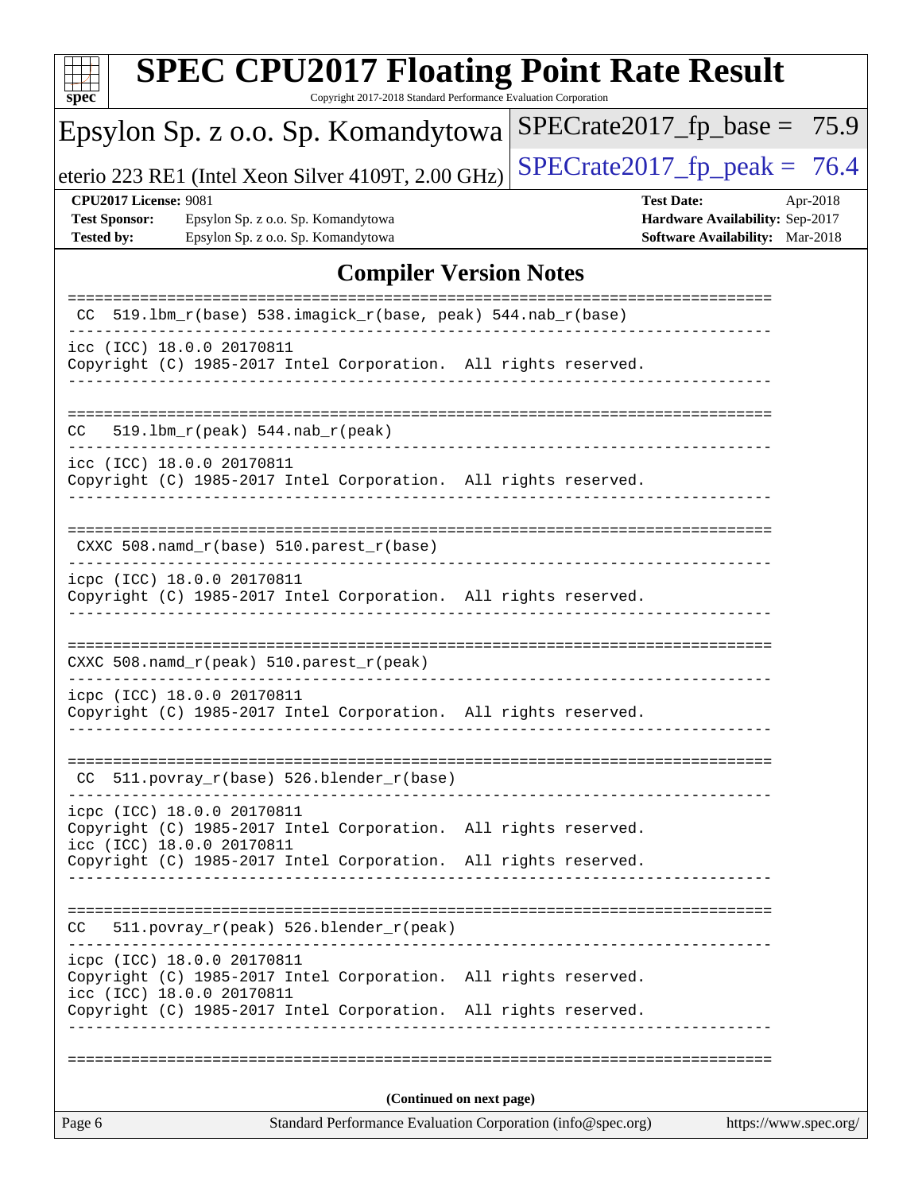# SPEC CPU2017 Floating Point Rate Result

Copyright 2017-2018 Standard Performance Evaluation Corporation

Epsylon Sp. z o.o. Sp. Komandytowa

eterio 223 RE1 (Intel Xeon Silver 4109T, 2.00 GHz)

SPECrate2017_fp_base = 75.9

SPECrate2017_fp_peak = 76.4

**CPU2017 License:** 9081
**Test Sponsor:** Epsylon Sp. z o.o. Sp. Komandytowa
**Tested by:** Epsylon Sp. z o.o. Sp. Komandytowa

**Test Date:** Apr-2018
**Hardware Availability:** Sep-2017
**Software Availability:** Mar-2018

## Compiler Version Notes

```
==============================================================================
 CC  519.lbm_r(base) 538.imagick_r(base, peak) 544.nab_r(base)
------------------------------------------------------------------------------
icc (ICC) 18.0.0 20170811
Copyright (C) 1985-2017 Intel Corporation.  All rights reserved.
------------------------------------------------------------------------------

==============================================================================
CC   519.lbm_r(peak) 544.nab_r(peak)
------------------------------------------------------------------------------
icc (ICC) 18.0.0 20170811
Copyright (C) 1985-2017 Intel Corporation.  All rights reserved.
------------------------------------------------------------------------------

==============================================================================
 CXXC 508.namd_r(base) 510.parest_r(base)
------------------------------------------------------------------------------
icpc (ICC) 18.0.0 20170811
Copyright (C) 1985-2017 Intel Corporation.  All rights reserved.
------------------------------------------------------------------------------

==============================================================================
CXXC 508.namd_r(peak) 510.parest_r(peak)
------------------------------------------------------------------------------
icpc (ICC) 18.0.0 20170811
Copyright (C) 1985-2017 Intel Corporation.  All rights reserved.
------------------------------------------------------------------------------

==============================================================================
 CC  511.povray_r(base) 526.blender_r(base)
------------------------------------------------------------------------------
icpc (ICC) 18.0.0 20170811
Copyright (C) 1985-2017 Intel Corporation.  All rights reserved.
icc (ICC) 18.0.0 20170811
Copyright (C) 1985-2017 Intel Corporation.  All rights reserved.
------------------------------------------------------------------------------

==============================================================================
CC   511.povray_r(peak) 526.blender_r(peak)
------------------------------------------------------------------------------
icpc (ICC) 18.0.0 20170811
Copyright (C) 1985-2017 Intel Corporation.  All rights reserved.
icc (ICC) 18.0.0 20170811
Copyright (C) 1985-2017 Intel Corporation.  All rights reserved.
------------------------------------------------------------------------------

==============================================================================
```

**(Continued on next page)**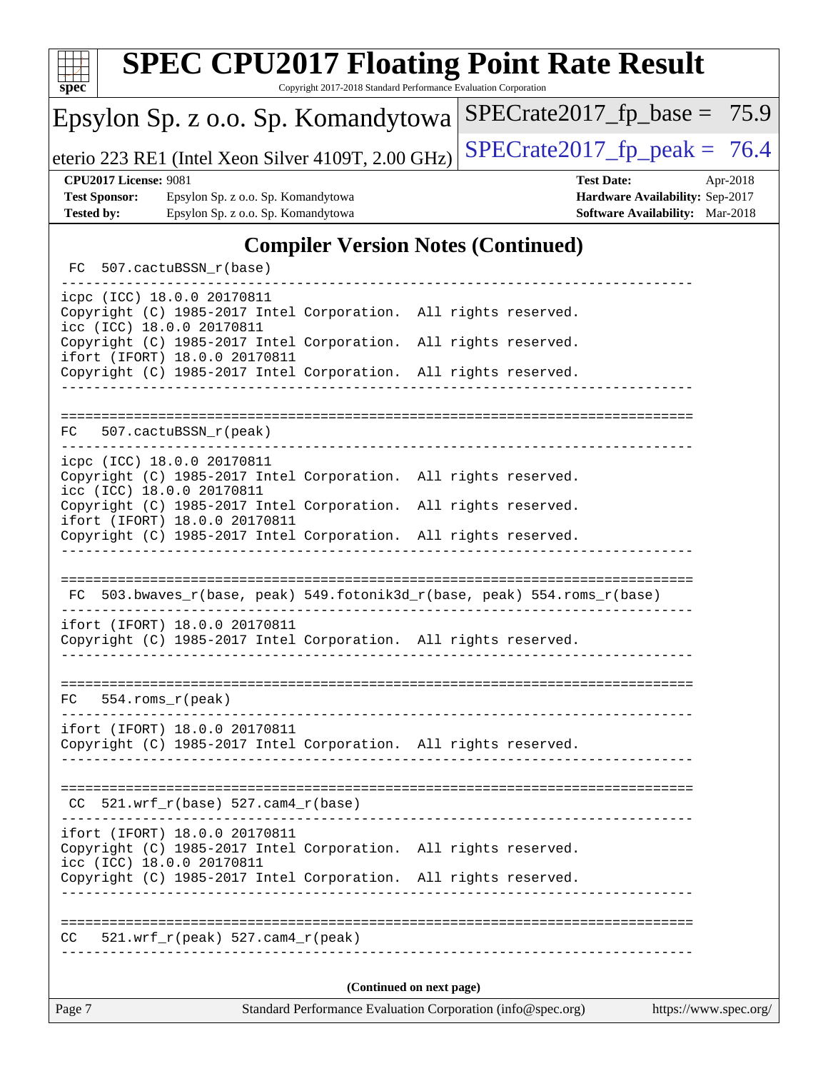## Compiler Version Notes (Continued)

```
 FC  507.cactuBSSN_r(base)
------------------------------------------------------------------------------
icpc (ICC) 18.0.0 20170811
Copyright (C) 1985-2017 Intel Corporation.  All rights reserved.
icc (ICC) 18.0.0 20170811
Copyright (C) 1985-2017 Intel Corporation.  All rights reserved.
ifort (IFORT) 18.0.0 20170811
Copyright (C) 1985-2017 Intel Corporation.  All rights reserved.
------------------------------------------------------------------------------

==============================================================================
FC   507.cactuBSSN_r(peak)
------------------------------------------------------------------------------
icpc (ICC) 18.0.0 20170811
Copyright (C) 1985-2017 Intel Corporation.  All rights reserved.
icc (ICC) 18.0.0 20170811
Copyright (C) 1985-2017 Intel Corporation.  All rights reserved.
ifort (IFORT) 18.0.0 20170811
Copyright (C) 1985-2017 Intel Corporation.  All rights reserved.
------------------------------------------------------------------------------

==============================================================================
 FC  503.bwaves_r(base, peak) 549.fotonik3d_r(base, peak) 554.roms_r(base)
------------------------------------------------------------------------------
ifort (IFORT) 18.0.0 20170811
Copyright (C) 1985-2017 Intel Corporation.  All rights reserved.
------------------------------------------------------------------------------

==============================================================================
FC   554.roms_r(peak)
------------------------------------------------------------------------------
ifort (IFORT) 18.0.0 20170811
Copyright (C) 1985-2017 Intel Corporation.  All rights reserved.
------------------------------------------------------------------------------

==============================================================================
 CC  521.wrf_r(base) 527.cam4_r(base)
------------------------------------------------------------------------------
ifort (IFORT) 18.0.0 20170811
Copyright (C) 1985-2017 Intel Corporation.  All rights reserved.
icc (ICC) 18.0.0 20170811
Copyright (C) 1985-2017 Intel Corporation.  All rights reserved.
------------------------------------------------------------------------------

==============================================================================
CC   521.wrf_r(peak) 527.cam4_r(peak)
------------------------------------------------------------------------------
```

**(Continued on next page)**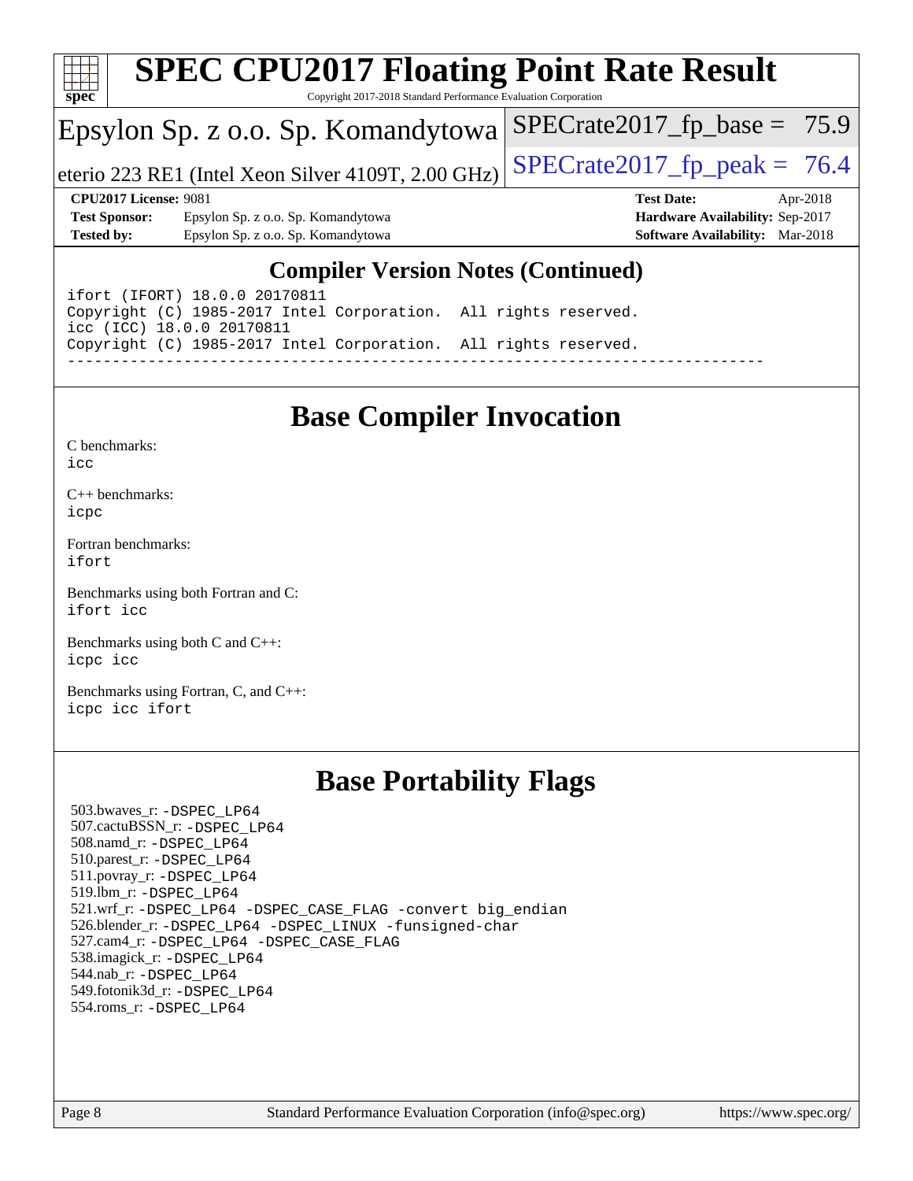# SPEC CPU2017 Floating Point Rate Result

Copyright 2017-2018 Standard Performance Evaluation Corporation

Epsylon Sp. z o.o. Sp. Komandytowa

eterio 223 RE1 (Intel Xeon Silver 4109T, 2.00 GHz)

SPECrate2017_fp_base = 75.9

SPECrate2017_fp_peak = 76.4

**CPU2017 License:** 9081
**Test Sponsor:** Epsylon Sp. z o.o. Sp. Komandytowa
**Tested by:** Epsylon Sp. z o.o. Sp. Komandytowa

**Test Date:** Apr-2018
**Hardware Availability:** Sep-2017
**Software Availability:** Mar-2018

## Compiler Version Notes (Continued)

```
ifort (IFORT) 18.0.0 20170811
Copyright (C) 1985-2017 Intel Corporation.  All rights reserved.
icc (ICC) 18.0.0 20170811
Copyright (C) 1985-2017 Intel Corporation.  All rights reserved.
------------------------------------------------------------------------------
```

## Base Compiler Invocation

C benchmarks:
icc

C++ benchmarks:
icpc

Fortran benchmarks:
ifort

Benchmarks using both Fortran and C:
ifort icc

Benchmarks using both C and C++:
icpc icc

Benchmarks using Fortran, C, and C++:
icpc icc ifort

## Base Portability Flags

503.bwaves_r: -DSPEC_LP64
507.cactuBSSN_r: -DSPEC_LP64
508.namd_r: -DSPEC_LP64
510.parest_r: -DSPEC_LP64
511.povray_r: -DSPEC_LP64
519.lbm_r: -DSPEC_LP64
521.wrf_r: -DSPEC_LP64 -DSPEC_CASE_FLAG -convert big_endian
526.blender_r: -DSPEC_LP64 -DSPEC_LINUX -funsigned-char
527.cam4_r: -DSPEC_LP64 -DSPEC_CASE_FLAG
538.imagick_r: -DSPEC_LP64
544.nab_r: -DSPEC_LP64
549.fotonik3d_r: -DSPEC_LP64
554.roms_r: -DSPEC_LP64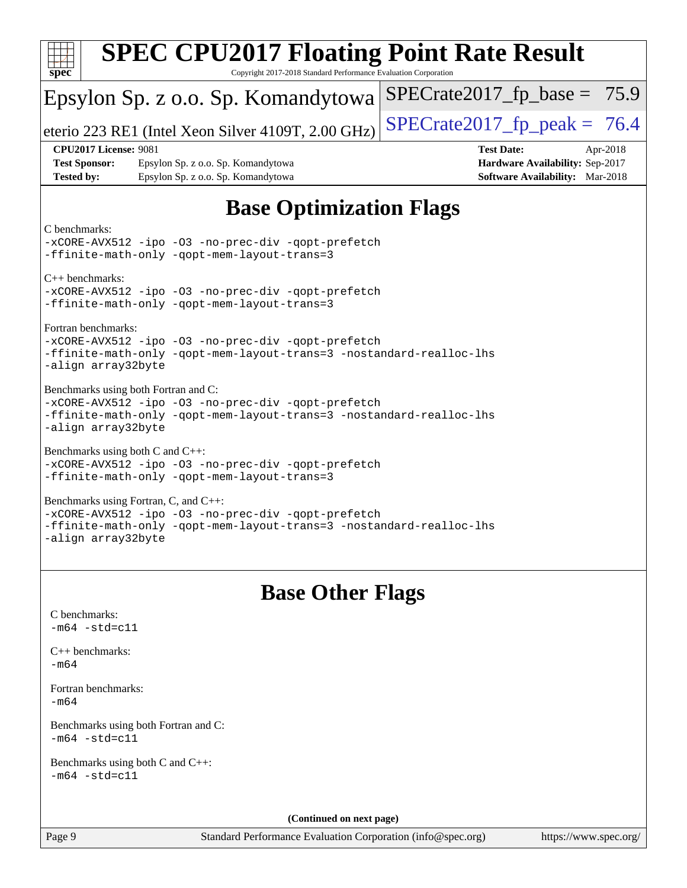# SPEC CPU2017 Floating Point Rate Result

Copyright 2017-2018 Standard Performance Evaluation Corporation

Epsylon Sp. z o.o. Sp. Komandytowa

eterio 223 RE1 (Intel Xeon Silver 4109T, 2.00 GHz)

SPECrate2017_fp_base = 75.9

SPECrate2017_fp_peak = 76.4

**CPU2017 License:** 9081
**Test Sponsor:** Epsylon Sp. z o.o. Sp. Komandytowa
**Tested by:** Epsylon Sp. z o.o. Sp. Komandytowa

**Test Date:** Apr-2018
**Hardware Availability:** Sep-2017
**Software Availability:** Mar-2018

## Base Optimization Flags

C benchmarks:
```
-xCORE-AVX512 -ipo -O3 -no-prec-div -qopt-prefetch
-ffinite-math-only -qopt-mem-layout-trans=3
```

C++ benchmarks:
```
-xCORE-AVX512 -ipo -O3 -no-prec-div -qopt-prefetch
-ffinite-math-only -qopt-mem-layout-trans=3
```

Fortran benchmarks:
```
-xCORE-AVX512 -ipo -O3 -no-prec-div -qopt-prefetch
-ffinite-math-only -qopt-mem-layout-trans=3 -nostandard-realloc-lhs
-align array32byte
```

Benchmarks using both Fortran and C:
```
-xCORE-AVX512 -ipo -O3 -no-prec-div -qopt-prefetch
-ffinite-math-only -qopt-mem-layout-trans=3 -nostandard-realloc-lhs
-align array32byte
```

Benchmarks using both C and C++:
```
-xCORE-AVX512 -ipo -O3 -no-prec-div -qopt-prefetch
-ffinite-math-only -qopt-mem-layout-trans=3
```

Benchmarks using Fortran, C, and C++:
```
-xCORE-AVX512 -ipo -O3 -no-prec-div -qopt-prefetch
-ffinite-math-only -qopt-mem-layout-trans=3 -nostandard-realloc-lhs
-align array32byte
```

## Base Other Flags

C benchmarks:
```
-m64 -std=c11
```

C++ benchmarks:
```
-m64
```

Fortran benchmarks:
```
-m64
```

Benchmarks using both Fortran and C:
```
-m64 -std=c11
```

Benchmarks using both C and C++:
```
-m64 -std=c11
```

**(Continued on next page)**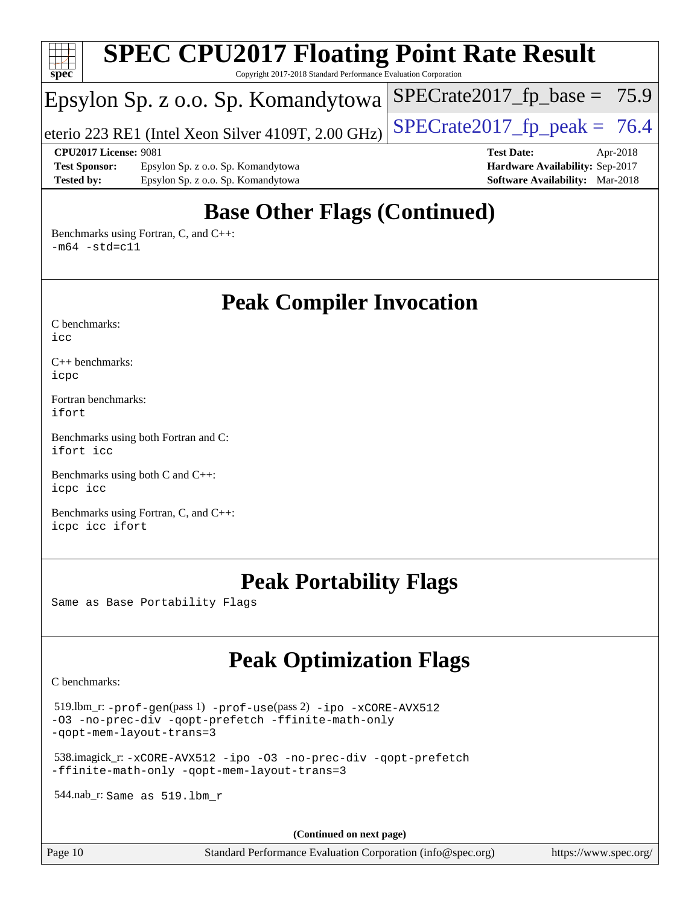# SPEC CPU2017 Floating Point Rate Result

Copyright 2017-2018 Standard Performance Evaluation Corporation

Epsylon Sp. z o.o. Sp. Komandytowa

eterio 223 RE1 (Intel Xeon Silver 4109T, 2.00 GHz)

SPECrate2017_fp_base = 75.9

SPECrate2017_fp_peak = 76.4

**CPU2017 License:** 9081
**Test Sponsor:** Epsylon Sp. z o.o. Sp. Komandytowa
**Tested by:** Epsylon Sp. z o.o. Sp. Komandytowa

**Test Date:** Apr-2018
**Hardware Availability:** Sep-2017
**Software Availability:** Mar-2018

## Base Other Flags (Continued)

Benchmarks using Fortran, C, and C++:
`-m64 -std=c11`

## Peak Compiler Invocation

C benchmarks:
`icc`

C++ benchmarks:
`icpc`

Fortran benchmarks:
`ifort`

Benchmarks using both Fortran and C:
`ifort icc`

Benchmarks using both C and C++:
`icpc icc`

Benchmarks using Fortran, C, and C++:
`icpc icc ifort`

## Peak Portability Flags

Same as Base Portability Flags

## Peak Optimization Flags

C benchmarks:

519.lbm_r: `-prof-gen`(pass 1) `-prof-use`(pass 2) `-ipo -xCORE-AVX512 -O3 -no-prec-div -qopt-prefetch -ffinite-math-only -qopt-mem-layout-trans=3`

538.imagick_r: `-xCORE-AVX512 -ipo -O3 -no-prec-div -qopt-prefetch -ffinite-math-only -qopt-mem-layout-trans=3`

544.nab_r: Same as 519.lbm_r

**(Continued on next page)**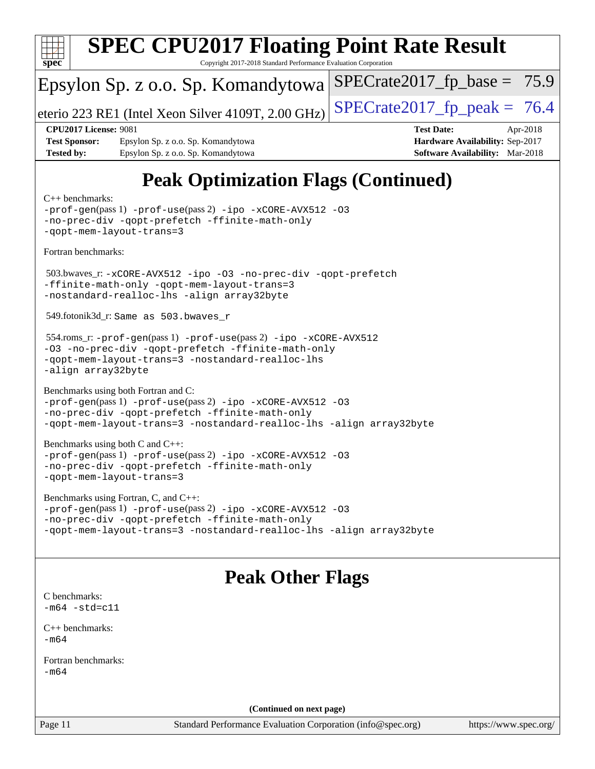# Peak Optimization Flags (Continued)

C++ benchmarks:
-prof-gen(pass 1) -prof-use(pass 2) -ipo -xCORE-AVX512 -O3 -no-prec-div -qopt-prefetch -ffinite-math-only -qopt-mem-layout-trans=3

Fortran benchmarks:

503.bwaves_r: -xCORE-AVX512 -ipo -O3 -no-prec-div -qopt-prefetch -ffinite-math-only -qopt-mem-layout-trans=3 -nostandard-realloc-lhs -align array32byte

549.fotonik3d_r: Same as 503.bwaves_r

554.roms_r: -prof-gen(pass 1) -prof-use(pass 2) -ipo -xCORE-AVX512 -O3 -no-prec-div -qopt-prefetch -ffinite-math-only -qopt-mem-layout-trans=3 -nostandard-realloc-lhs -align array32byte

Benchmarks using both Fortran and C:
-prof-gen(pass 1) -prof-use(pass 2) -ipo -xCORE-AVX512 -O3 -no-prec-div -qopt-prefetch -ffinite-math-only -qopt-mem-layout-trans=3 -nostandard-realloc-lhs -align array32byte

Benchmarks using both C and C++:
-prof-gen(pass 1) -prof-use(pass 2) -ipo -xCORE-AVX512 -O3 -no-prec-div -qopt-prefetch -ffinite-math-only -qopt-mem-layout-trans=3

Benchmarks using Fortran, C, and C++:
-prof-gen(pass 1) -prof-use(pass 2) -ipo -xCORE-AVX512 -O3 -no-prec-div -qopt-prefetch -ffinite-math-only -qopt-mem-layout-trans=3 -nostandard-realloc-lhs -align array32byte

# Peak Other Flags

C benchmarks:
-m64 -std=c11

C++ benchmarks:
-m64

Fortran benchmarks:
-m64

(Continued on next page)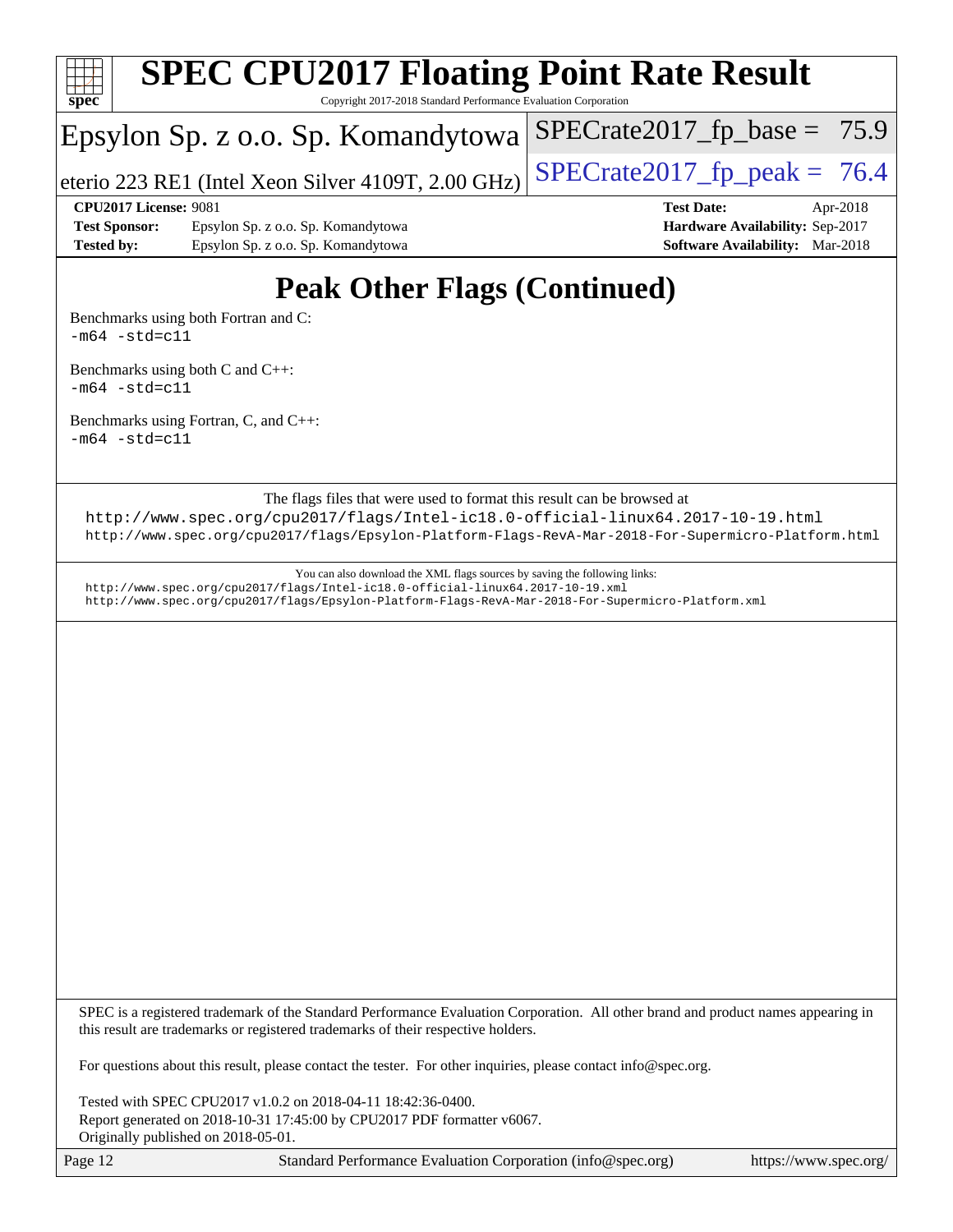# Peak Other Flags (Continued)

Benchmarks using both Fortran and C:
-m64 -std=c11

Benchmarks using both C and C++:
-m64 -std=c11

Benchmarks using Fortran, C, and C++:
-m64 -std=c11

The flags files that were used to format this result can be browsed at
http://www.spec.org/cpu2017/flags/Intel-ic18.0-official-linux64.2017-10-19.html
http://www.spec.org/cpu2017/flags/Epsylon-Platform-Flags-RevA-Mar-2018-For-Supermicro-Platform.html

You can also download the XML flags sources by saving the following links:
http://www.spec.org/cpu2017/flags/Intel-ic18.0-official-linux64.2017-10-19.xml
http://www.spec.org/cpu2017/flags/Epsylon-Platform-Flags-RevA-Mar-2018-For-Supermicro-Platform.xml

SPEC is a registered trademark of the Standard Performance Evaluation Corporation. All other brand and product names appearing in this result are trademarks or registered trademarks of their respective holders.

For questions about this result, please contact the tester. For other inquiries, please contact info@spec.org.

Tested with SPEC CPU2017 v1.0.2 on 2018-04-11 18:42:36-0400.
Report generated on 2018-10-31 17:45:00 by CPU2017 PDF formatter v6067.
Originally published on 2018-05-01.